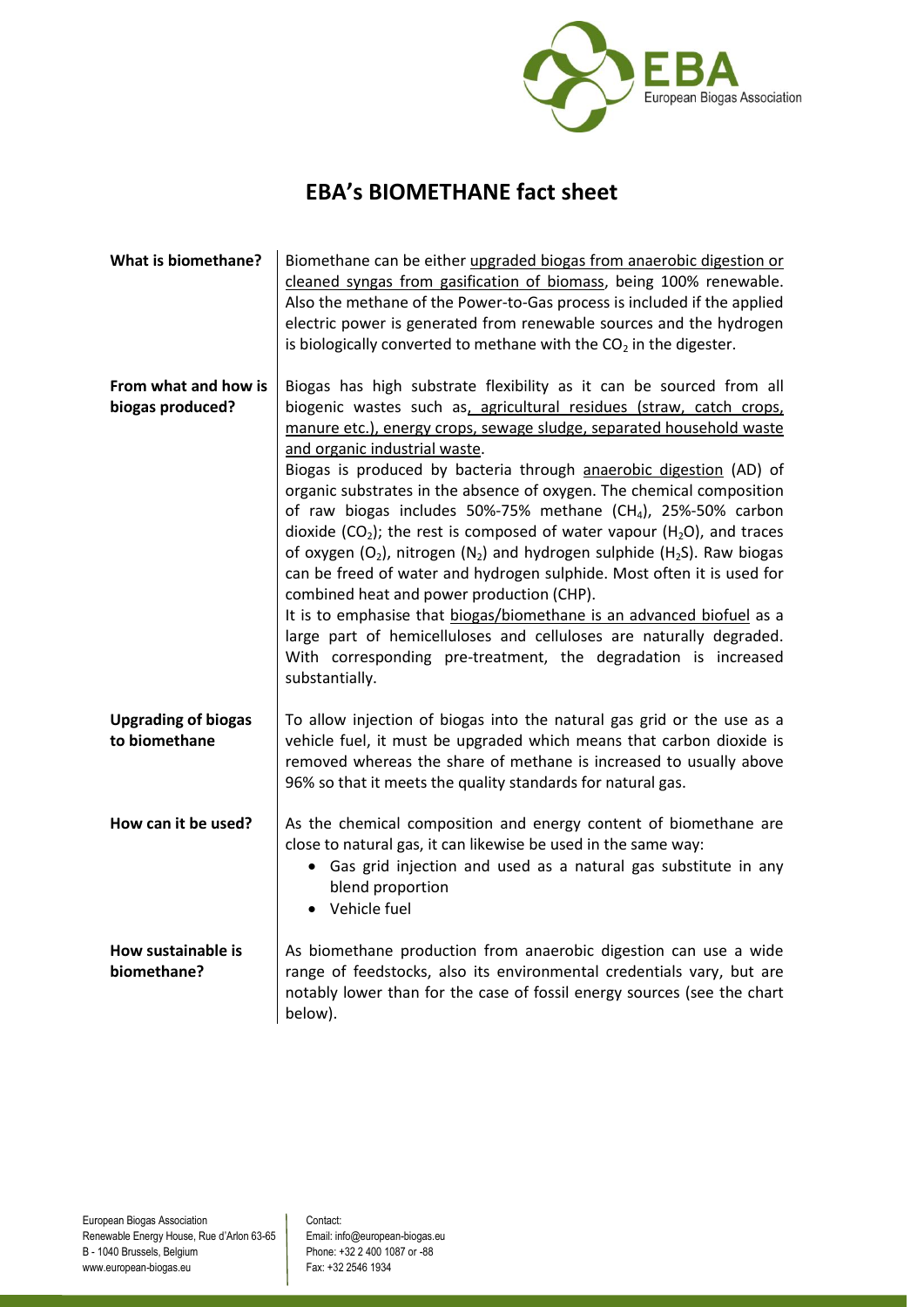# EBA's BIOMETHANE fact sheet

**What is biomethane?**

Biomethane can be either upgraded biogas from anaerobic digestion or cleaned syngas from gasification of biomass, being 100% renewable. Also the methane of the Power-to-Gas process is included if the applied electric power is generated from renewable sources and the hydrogen is biologically converted to methane with the $CO_2$ in the digester.

**From what and how is biogas produced?**

Biogas has high substrate flexibility as it can be sourced from all biogenic wastes such as, agricultural residues (straw, catch crops, manure etc.), energy crops, sewage sludge, separated household waste and organic industrial waste.

Biogas is produced by bacteria through anaerobic digestion (AD) of organic substrates in the absence of oxygen. The chemical composition of raw biogas includes 50%-75% methane ($CH_4$), 25%-50% carbon dioxide ($CO_2$); the rest is composed of water vapour ($H_2O$), and traces of oxygen ($O_2$), nitrogen ($N_2$) and hydrogen sulphide ($H_2S$). Raw biogas can be freed of water and hydrogen sulphide. Most often it is used for combined heat and power production (CHP).

It is to emphasise that biogas/biomethane is an advanced biofuel as a large part of hemicelluloses and celluloses are naturally degraded. With corresponding pre-treatment, the degradation is increased substantially.

**Upgrading of biogas to biomethane**

To allow injection of biogas into the natural gas grid or the use as a vehicle fuel, it must be upgraded which means that carbon dioxide is removed whereas the share of methane is increased to usually above 96% so that it meets the quality standards for natural gas.

**How can it be used?**

As the chemical composition and energy content of biomethane are close to natural gas, it can likewise be used in the same way:

- Gas grid injection and used as a natural gas substitute in any blend proportion
- Vehicle fuel

**How sustainable is biomethane?**

As biomethane production from anaerobic digestion can use a wide range of feedstocks, also its environmental credentials vary, but are notably lower than for the case of fossil energy sources (see the chart below).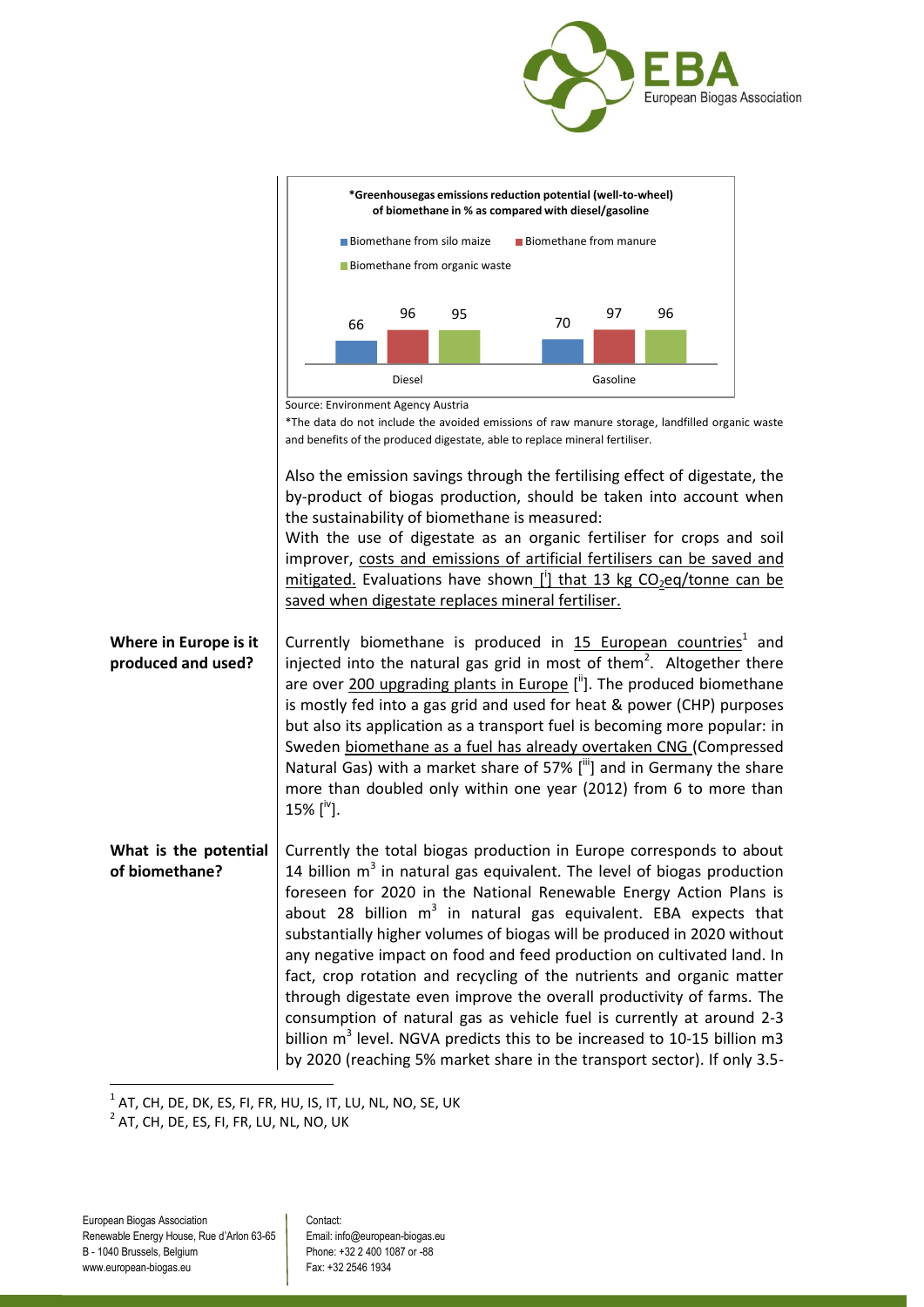**\*Greenhousegas emissions reduction potential (well-to-wheel) of biomethane in % as compared with diesel/gasoline**

| | Biomethane from silo maize | Biomethane from manure | Biomethane from organic waste |
|---|---|---|---|
| Diesel | 66 | 96 | 95 |
| Gasoline | 70 | 97 | 96 |

Source: Environment Agency Austria

\*The data do not include the avoided emissions of raw manure storage, landfilled organic waste and benefits of the produced digestate, able to replace mineral fertiliser.

Also the emission savings through the fertilising effect of digestate, the by-product of biogas production, should be taken into account when the sustainability of biomethane is measured:
With the use of digestate as an organic fertiliser for crops and soil improver, costs and emissions of artificial fertilisers can be saved and mitigated. Evaluations have shown [i] that 13 kg $CO_2$eq/tonne can be saved when digestate replaces mineral fertiliser.

**Where in Europe is it produced and used?**

Currently biomethane is produced in 15 European countries[1] and injected into the natural gas grid in most of them[2]. Altogether there are over 200 upgrading plants in Europe [ii]. The produced biomethane is mostly fed into a gas grid and used for heat & power (CHP) purposes but also its application as a transport fuel is becoming more popular: in Sweden biomethane as a fuel has already overtaken CNG (Compressed Natural Gas) with a market share of 57% [iii] and in Germany the share more than doubled only within one year (2012) from 6 to more than 15% [iv].

**What is the potential of biomethane?**

Currently the total biogas production in Europe corresponds to about 14 billion $m^3$ in natural gas equivalent. The level of biogas production foreseen for 2020 in the National Renewable Energy Action Plans is about 28 billion $m^3$ in natural gas equivalent. EBA expects that substantially higher volumes of biogas will be produced in 2020 without any negative impact on food and feed production on cultivated land. In fact, crop rotation and recycling of the nutrients and organic matter through digestate even improve the overall productivity of farms. The consumption of natural gas as vehicle fuel is currently at around 2-3 billion $m^3$ level. NGVA predicts this to be increased to 10-15 billion m3 by 2020 (reaching 5% market share in the transport sector). If only 3.5-

[1] AT, CH, DE, DK, ES, FI, FR, HU, IS, IT, LU, NL, NO, SE, UK

[2] AT, CH, DE, ES, FI, FR, LU, NL, NO, UK

European Biogas Association
Renewable Energy House, Rue d'Arlon 63-65
B - 1040 Brussels, Belgium
www.european-biogas.eu

Contact:
Email: info@european-biogas.eu
Phone: +32 2 400 1087 or -88
Fax: +32 2546 1934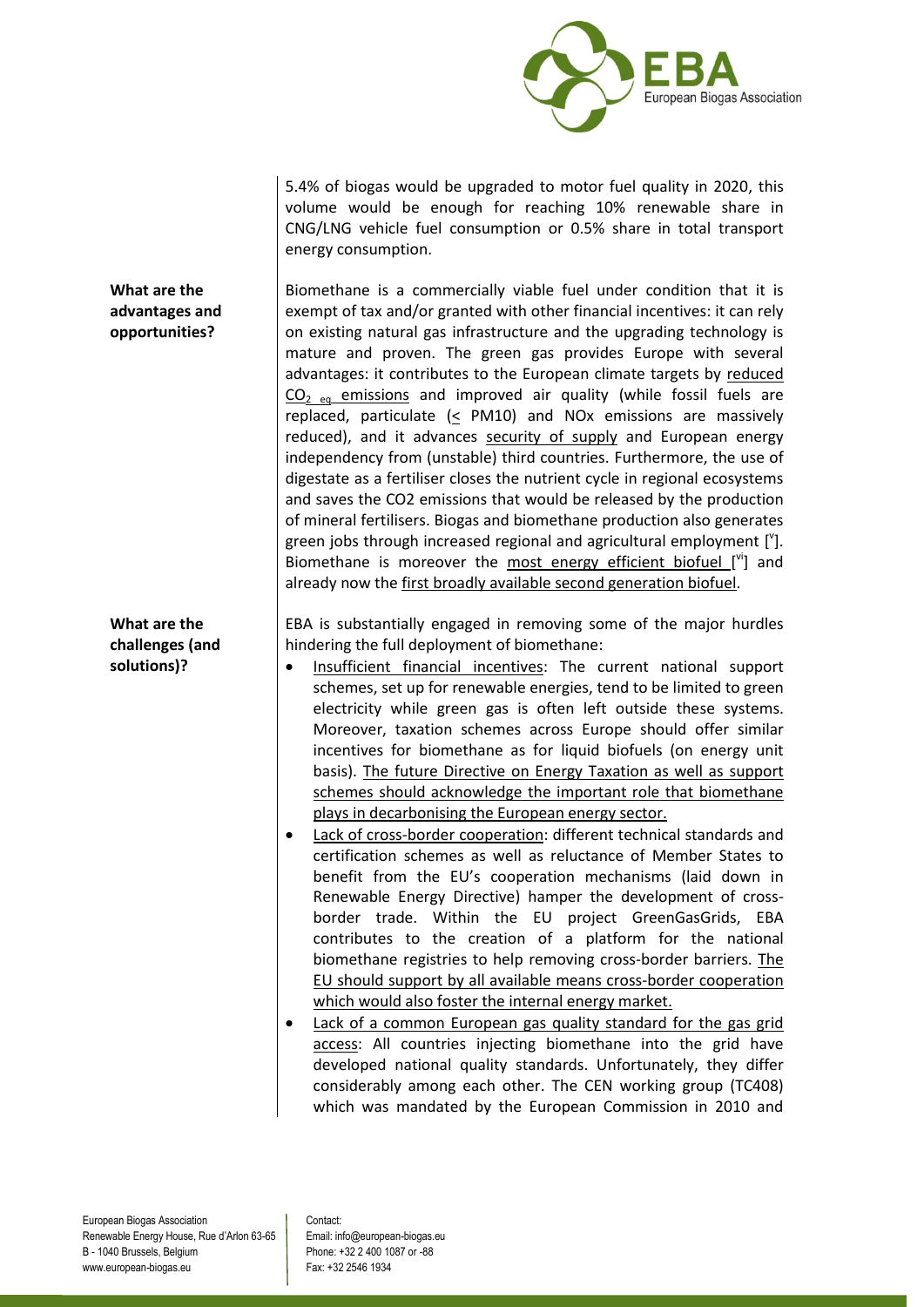5.4% of biogas would be upgraded to motor fuel quality in 2020, this volume would be enough for reaching 10% renewable share in CNG/LNG vehicle fuel consumption or 0.5% share in total transport energy consumption.

**What are the advantages and opportunities?**

Biomethane is a commercially viable fuel under condition that it is exempt of tax and/or granted with other financial incentives: it can rely on existing natural gas infrastructure and the upgrading technology is mature and proven. The green gas provides Europe with several advantages: it contributes to the European climate targets by reduced $CO_{2\ eq}$ emissions and improved air quality (while fossil fuels are replaced, particulate ($\leq$ PM10) and NOx emissions are massively reduced), and it advances security of supply and European energy independency from (unstable) third countries. Furthermore, the use of digestate as a fertiliser closes the nutrient cycle in regional ecosystems and saves the CO2 emissions that would be released by the production of mineral fertilisers. Biogas and biomethane production also generates green jobs through increased regional and agricultural employment [v]. Biomethane is moreover the most energy efficient biofuel [vi] and already now the first broadly available second generation biofuel.

**What are the challenges (and solutions)?**

EBA is substantially engaged in removing some of the major hurdles hindering the full deployment of biomethane:

- Insufficient financial incentives: The current national support schemes, set up for renewable energies, tend to be limited to green electricity while green gas is often left outside these systems. Moreover, taxation schemes across Europe should offer similar incentives for biomethane as for liquid biofuels (on energy unit basis). The future Directive on Energy Taxation as well as support schemes should acknowledge the important role that biomethane plays in decarbonising the European energy sector.
- Lack of cross-border cooperation: different technical standards and certification schemes as well as reluctance of Member States to benefit from the EU's cooperation mechanisms (laid down in Renewable Energy Directive) hamper the development of cross-border trade. Within the EU project GreenGasGrids, EBA contributes to the creation of a platform for the national biomethane registries to help removing cross-border barriers. The EU should support by all available means cross-border cooperation which would also foster the internal energy market.
- Lack of a common European gas quality standard for the gas grid access: All countries injecting biomethane into the grid have developed national quality standards. Unfortunately, they differ considerably among each other. The CEN working group (TC408) which was mandated by the European Commission in 2010 and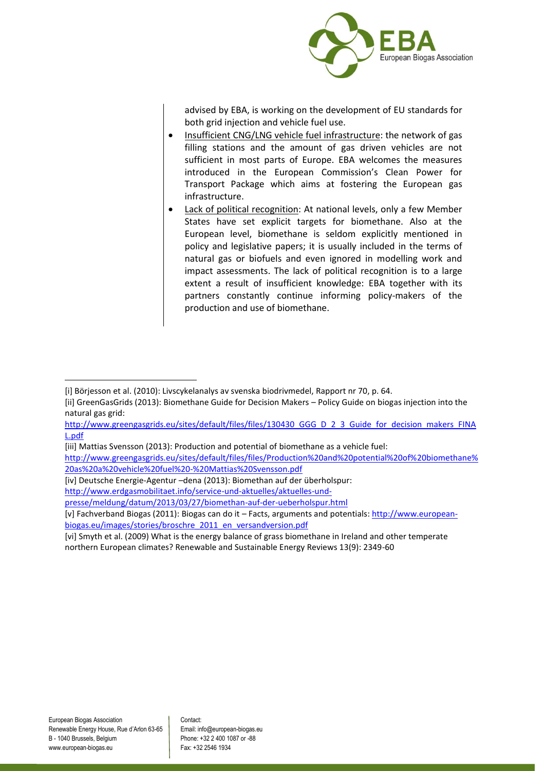advised by EBA, is working on the development of EU standards for both grid injection and vehicle fuel use.

- Insufficient CNG/LNG vehicle fuel infrastructure: the network of gas filling stations and the amount of gas driven vehicles are not sufficient in most parts of Europe. EBA welcomes the measures introduced in the European Commission's Clean Power for Transport Package which aims at fostering the European gas infrastructure.
- Lack of political recognition: At national levels, only a few Member States have set explicit targets for biomethane. Also at the European level, biomethane is seldom explicitly mentioned in policy and legislative papers; it is usually included in the terms of natural gas or biofuels and even ignored in modelling work and impact assessments. The lack of political recognition is to a large extent a result of insufficient knowledge: EBA together with its partners constantly continue informing policy-makers of the production and use of biomethane.

---

[i] Börjesson et al. (2010): Livscykelanalys av svenska biodrivmedel, Rapport nr 70, p. 64.

[ii] GreenGasGrids (2013): Biomethane Guide for Decision Makers – Policy Guide on biogas injection into the natural gas grid: http://www.greengasgrids.eu/sites/default/files/files/130430_GGG_D_2_3_Guide_for_decision_makers_FINAL.pdf

[iii] Mattias Svensson (2013): Production and potential of biomethane as a vehicle fuel: http://www.greengasgrids.eu/sites/default/files/files/Production%20and%20potential%20of%20biomethane%20as%20a%20vehicle%20fuel%20-%20Mattias%20Svensson.pdf

[iv] Deutsche Energie-Agentur –dena (2013): Biomethan auf der überholspur: http://www.erdgasmobilitaet.info/service-und-aktuelles/aktuelles-und-presse/meldung/datum/2013/03/27/biomethan-auf-der-ueberholspur.html

[v] Fachverband Biogas (2011): Biogas can do it – Facts, arguments and potentials: http://www.european-biogas.eu/images/stories/broschre_2011_en_versandversion.pdf

[vi] Smyth et al. (2009) What is the energy balance of grass biomethane in Ireland and other temperate northern European climates? Renewable and Sustainable Energy Reviews 13(9): 2349-60